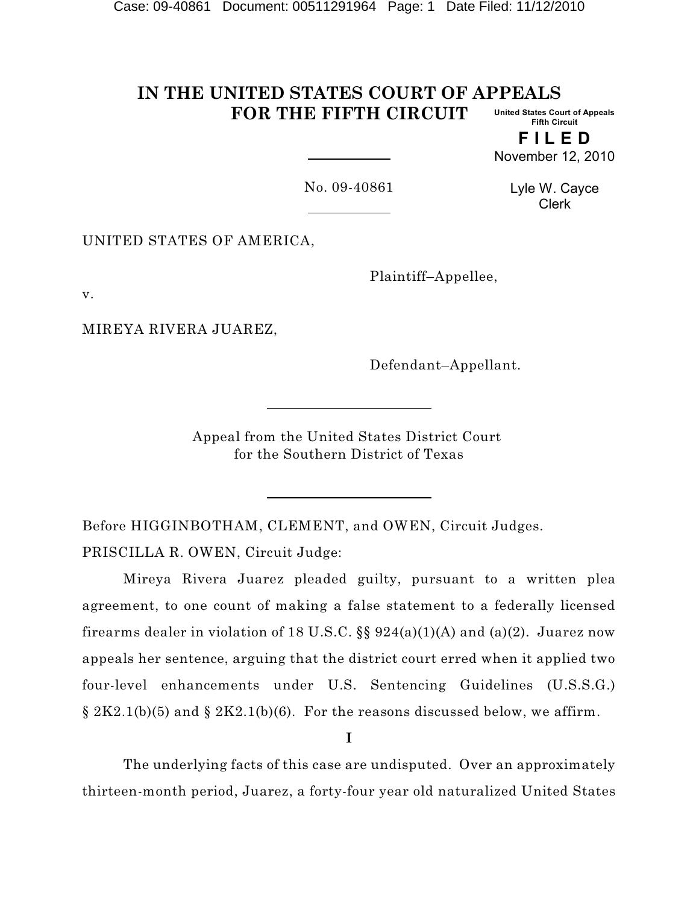# IN THE UNITED STATES COURT OF APPEALS FOR THE FIFTH CIRCUIT

United States Court of Appeals
Fifth Circuit

**F I L E D**

November 12, 2010

Lyle W. Cayce
Clerk

No. 09-40861

UNITED STATES OF AMERICA,

Plaintiff–Appellee,

v.

MIREYA RIVERA JUAREZ,

Defendant–Appellant.

Appeal from the United States District Court
for the Southern District of Texas

Before HIGGINBOTHAM, CLEMENT, and OWEN, Circuit Judges.

PRISCILLA R. OWEN, Circuit Judge:

Mireya Rivera Juarez pleaded guilty, pursuant to a written plea agreement, to one count of making a false statement to a federally licensed firearms dealer in violation of 18 U.S.C. §§ 924(a)(1)(A) and (a)(2). Juarez now appeals her sentence, arguing that the district court erred when it applied two four-level enhancements under U.S. Sentencing Guidelines (U.S.S.G.) § 2K2.1(b)(5) and § 2K2.1(b)(6). For the reasons discussed below, we affirm.

**I**

The underlying facts of this case are undisputed. Over an approximately thirteen-month period, Juarez, a forty-four year old naturalized United States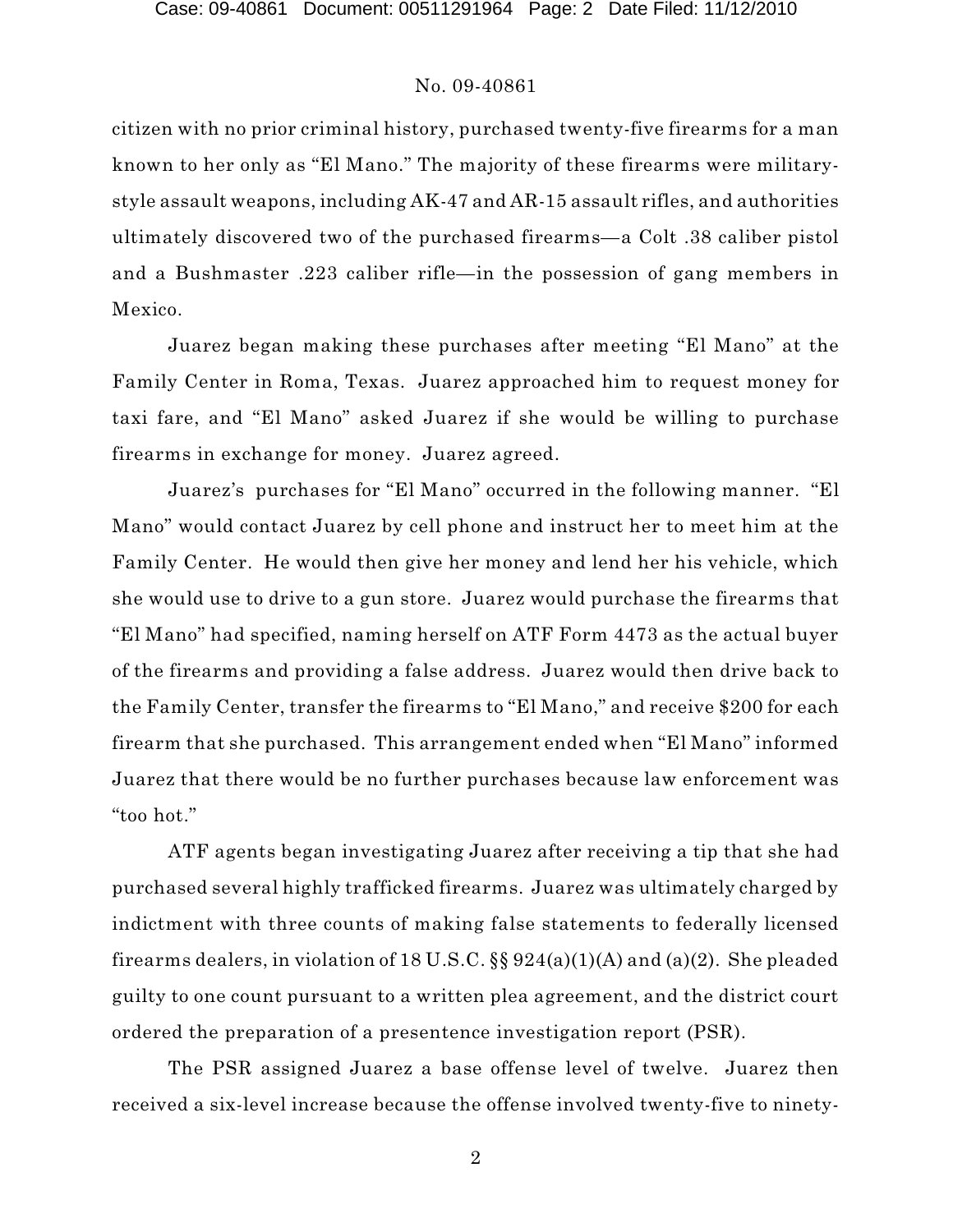citizen with no prior criminal history, purchased twenty-five firearms for a man known to her only as "El Mano." The majority of these firearms were military-style assault weapons, including AK-47 and AR-15 assault rifles, and authorities ultimately discovered two of the purchased firearms—a Colt .38 caliber pistol and a Bushmaster .223 caliber rifle—in the possession of gang members in Mexico.

Juarez began making these purchases after meeting "El Mano" at the Family Center in Roma, Texas. Juarez approached him to request money for taxi fare, and "El Mano" asked Juarez if she would be willing to purchase firearms in exchange for money. Juarez agreed.

Juarez's purchases for "El Mano" occurred in the following manner. "El Mano" would contact Juarez by cell phone and instruct her to meet him at the Family Center. He would then give her money and lend her his vehicle, which she would use to drive to a gun store. Juarez would purchase the firearms that "El Mano" had specified, naming herself on ATF Form 4473 as the actual buyer of the firearms and providing a false address. Juarez would then drive back to the Family Center, transfer the firearms to "El Mano," and receive $200 for each firearm that she purchased. This arrangement ended when "El Mano" informed Juarez that there would be no further purchases because law enforcement was "too hot."

ATF agents began investigating Juarez after receiving a tip that she had purchased several highly trafficked firearms. Juarez was ultimately charged by indictment with three counts of making false statements to federally licensed firearms dealers, in violation of 18 U.S.C. §§ 924(a)(1)(A) and (a)(2). She pleaded guilty to one count pursuant to a written plea agreement, and the district court ordered the preparation of a presentence investigation report (PSR).

The PSR assigned Juarez a base offense level of twelve. Juarez then received a six-level increase because the offense involved twenty-five to ninety-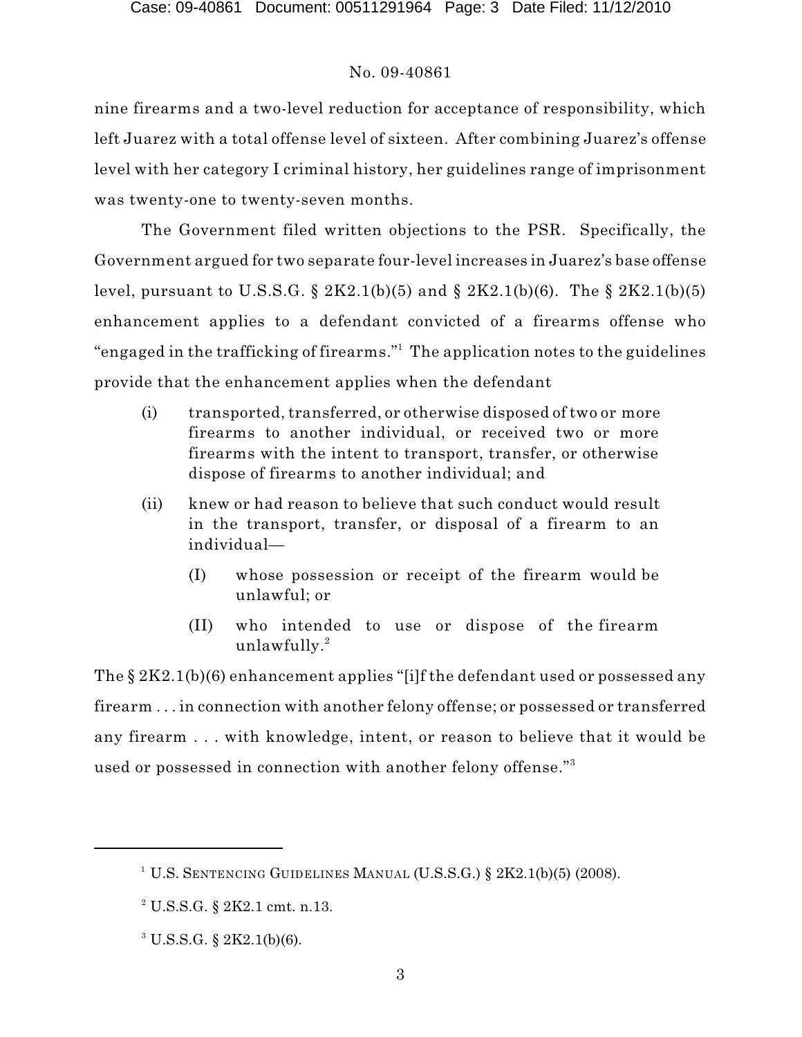nine firearms and a two-level reduction for acceptance of responsibility, which left Juarez with a total offense level of sixteen. After combining Juarez's offense level with her category I criminal history, her guidelines range of imprisonment was twenty-one to twenty-seven months.

The Government filed written objections to the PSR. Specifically, the Government argued for two separate four-level increases in Juarez's base offense level, pursuant to U.S.S.G. § 2K2.1(b)(5) and § 2K2.1(b)(6). The § 2K2.1(b)(5) enhancement applies to a defendant convicted of a firearms offense who "engaged in the trafficking of firearms."[1] The application notes to the guidelines provide that the enhancement applies when the defendant

> (i) transported, transferred, or otherwise disposed of two or more firearms to another individual, or received two or more firearms with the intent to transport, transfer, or otherwise dispose of firearms to another individual; and
>
> (ii) knew or had reason to believe that such conduct would result in the transport, transfer, or disposal of a firearm to an individual—
>
> > (I) whose possession or receipt of the firearm would be unlawful; or
> >
> > (II) who intended to use or dispose of the firearm unlawfully.[2]

The § 2K2.1(b)(6) enhancement applies "[i]f the defendant used or possessed any firearm . . . in connection with another felony offense; or possessed or transferred any firearm . . . with knowledge, intent, or reason to believe that it would be used or possessed in connection with another felony offense."[3]

---

[1] U.S. SENTENCING GUIDELINES MANUAL (U.S.S.G.) § 2K2.1(b)(5) (2008).

[2] U.S.S.G. § 2K2.1 cmt. n.13.

[3] U.S.S.G. § 2K2.1(b)(6).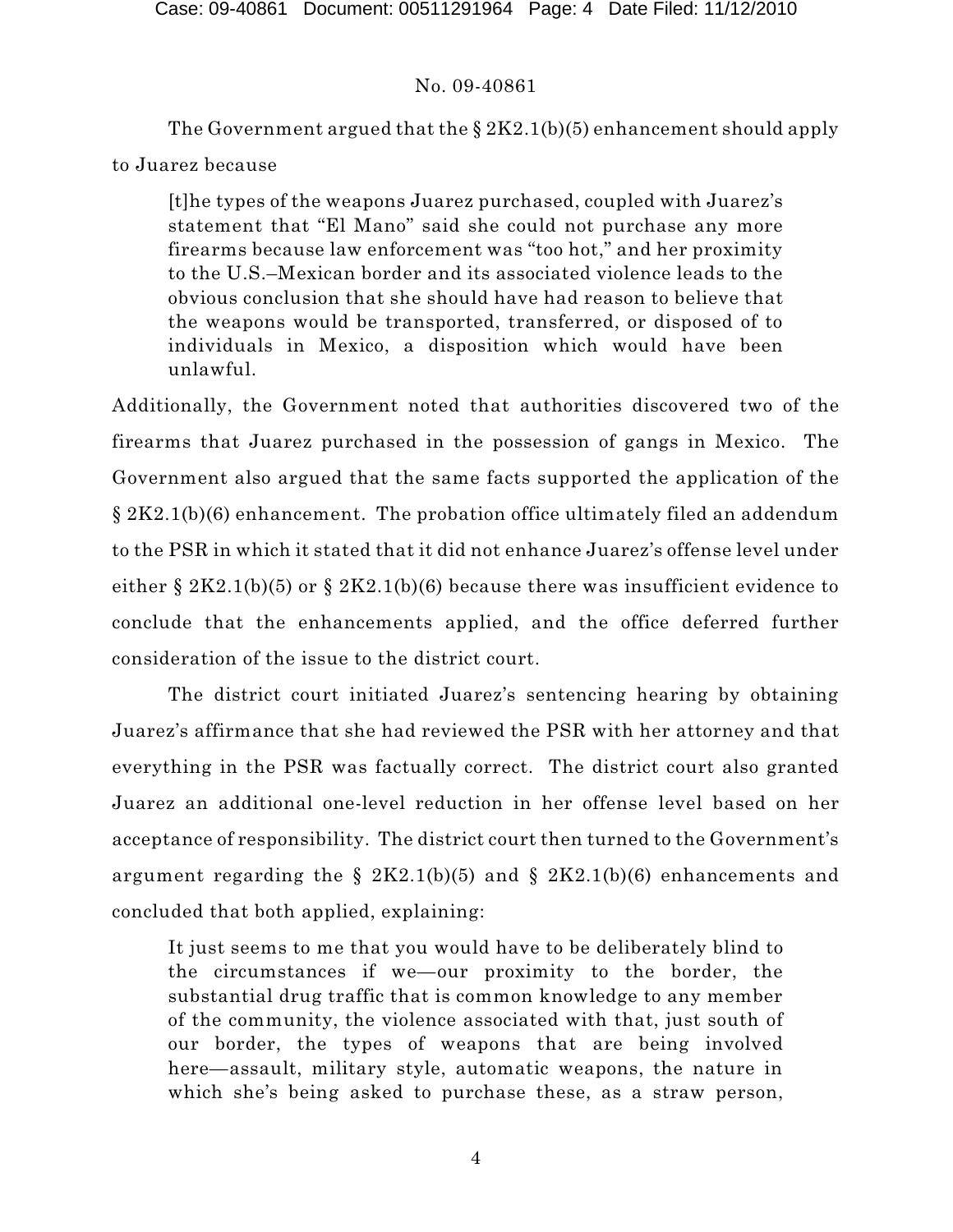The Government argued that the § 2K2.1(b)(5) enhancement should apply to Juarez because

> [t]he types of the weapons Juarez purchased, coupled with Juarez's statement that "El Mano" said she could not purchase any more firearms because law enforcement was "too hot," and her proximity to the U.S.–Mexican border and its associated violence leads to the obvious conclusion that she should have had reason to believe that the weapons would be transported, transferred, or disposed of to individuals in Mexico, a disposition which would have been unlawful.

Additionally, the Government noted that authorities discovered two of the firearms that Juarez purchased in the possession of gangs in Mexico. The Government also argued that the same facts supported the application of the § 2K2.1(b)(6) enhancement. The probation office ultimately filed an addendum to the PSR in which it stated that it did not enhance Juarez's offense level under either § 2K2.1(b)(5) or § 2K2.1(b)(6) because there was insufficient evidence to conclude that the enhancements applied, and the office deferred further consideration of the issue to the district court.

The district court initiated Juarez's sentencing hearing by obtaining Juarez's affirmance that she had reviewed the PSR with her attorney and that everything in the PSR was factually correct. The district court also granted Juarez an additional one-level reduction in her offense level based on her acceptance of responsibility. The district court then turned to the Government's argument regarding the § 2K2.1(b)(5) and § 2K2.1(b)(6) enhancements and concluded that both applied, explaining:

> It just seems to me that you would have to be deliberately blind to the circumstances if we—our proximity to the border, the substantial drug traffic that is common knowledge to any member of the community, the violence associated with that, just south of our border, the types of weapons that are being involved here—assault, military style, automatic weapons, the nature in which she's being asked to purchase these, as a straw person,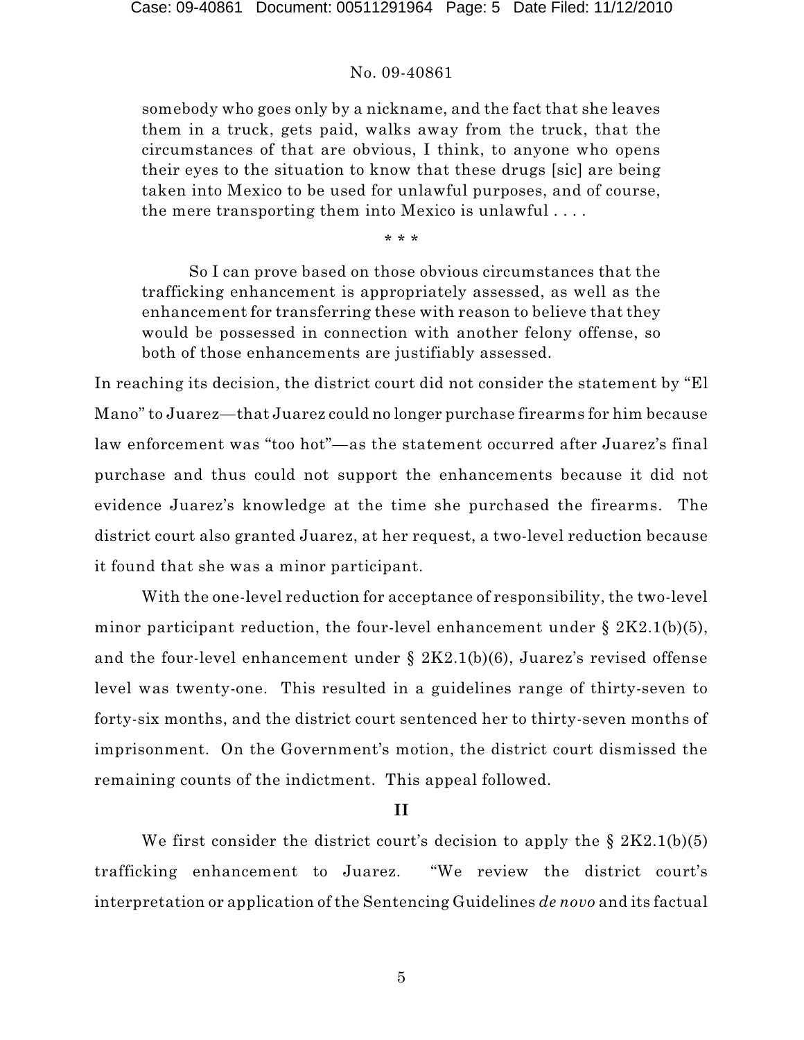> somebody who goes only by a nickname, and the fact that she leaves them in a truck, gets paid, walks away from the truck, that the circumstances of that are obvious, I think, to anyone who opens their eyes to the situation to know that these drugs [sic] are being taken into Mexico to be used for unlawful purposes, and of course, the mere transporting them into Mexico is unlawful . . . .
>
> \* \* \*
>
> So I can prove based on those obvious circumstances that the trafficking enhancement is appropriately assessed, as well as the enhancement for transferring these with reason to believe that they would be possessed in connection with another felony offense, so both of those enhancements are justifiably assessed.

In reaching its decision, the district court did not consider the statement by "El Mano" to Juarez—that Juarez could no longer purchase firearms for him because law enforcement was "too hot"—as the statement occurred after Juarez's final purchase and thus could not support the enhancements because it did not evidence Juarez's knowledge at the time she purchased the firearms. The district court also granted Juarez, at her request, a two-level reduction because it found that she was a minor participant.

With the one-level reduction for acceptance of responsibility, the two-level minor participant reduction, the four-level enhancement under § 2K2.1(b)(5), and the four-level enhancement under § 2K2.1(b)(6), Juarez's revised offense level was twenty-one. This resulted in a guidelines range of thirty-seven to forty-six months, and the district court sentenced her to thirty-seven months of imprisonment. On the Government's motion, the district court dismissed the remaining counts of the indictment. This appeal followed.

## II

We first consider the district court's decision to apply the § 2K2.1(b)(5) trafficking enhancement to Juarez. "We review the district court's interpretation or application of the Sentencing Guidelines *de novo* and its factual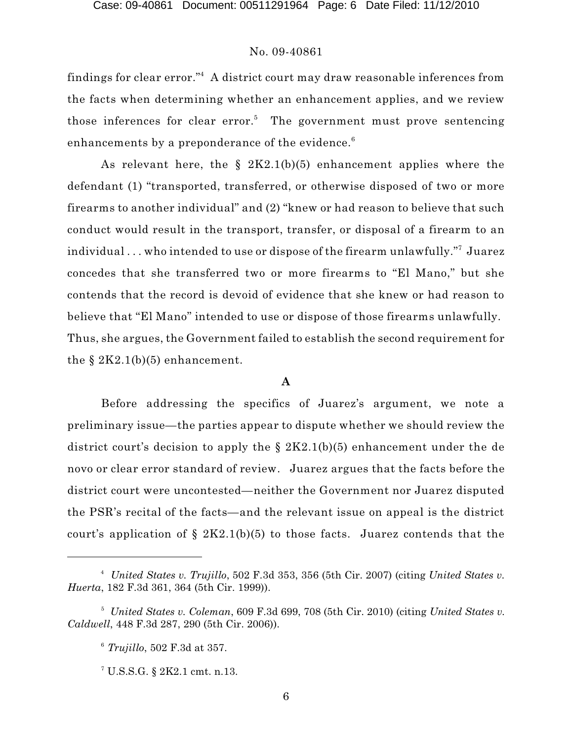findings for clear error."[4] A district court may draw reasonable inferences from the facts when determining whether an enhancement applies, and we review those inferences for clear error.[5] The government must prove sentencing enhancements by a preponderance of the evidence.[6]

As relevant here, the § 2K2.1(b)(5) enhancement applies where the defendant (1) "transported, transferred, or otherwise disposed of two or more firearms to another individual" and (2) "knew or had reason to believe that such conduct would result in the transport, transfer, or disposal of a firearm to an individual . . . who intended to use or dispose of the firearm unlawfully."[7] Juarez concedes that she transferred two or more firearms to "El Mano," but she contends that the record is devoid of evidence that she knew or had reason to believe that "El Mano" intended to use or dispose of those firearms unlawfully. Thus, she argues, the Government failed to establish the second requirement for the § 2K2.1(b)(5) enhancement.

**A**

Before addressing the specifics of Juarez's argument, we note a preliminary issue—the parties appear to dispute whether we should review the district court's decision to apply the § 2K2.1(b)(5) enhancement under the de novo or clear error standard of review. Juarez argues that the facts before the district court were uncontested—neither the Government nor Juarez disputed the PSR's recital of the facts—and the relevant issue on appeal is the district court's application of § 2K2.1(b)(5) to those facts. Juarez contends that the

---

[4] *United States v. Trujillo*, 502 F.3d 353, 356 (5th Cir. 2007) (citing *United States v. Huerta*, 182 F.3d 361, 364 (5th Cir. 1999)).

[5] *United States v. Coleman*, 609 F.3d 699, 708 (5th Cir. 2010) (citing *United States v. Caldwell*, 448 F.3d 287, 290 (5th Cir. 2006)).

[6] *Trujillo*, 502 F.3d at 357.

[7] U.S.S.G. § 2K2.1 cmt. n.13.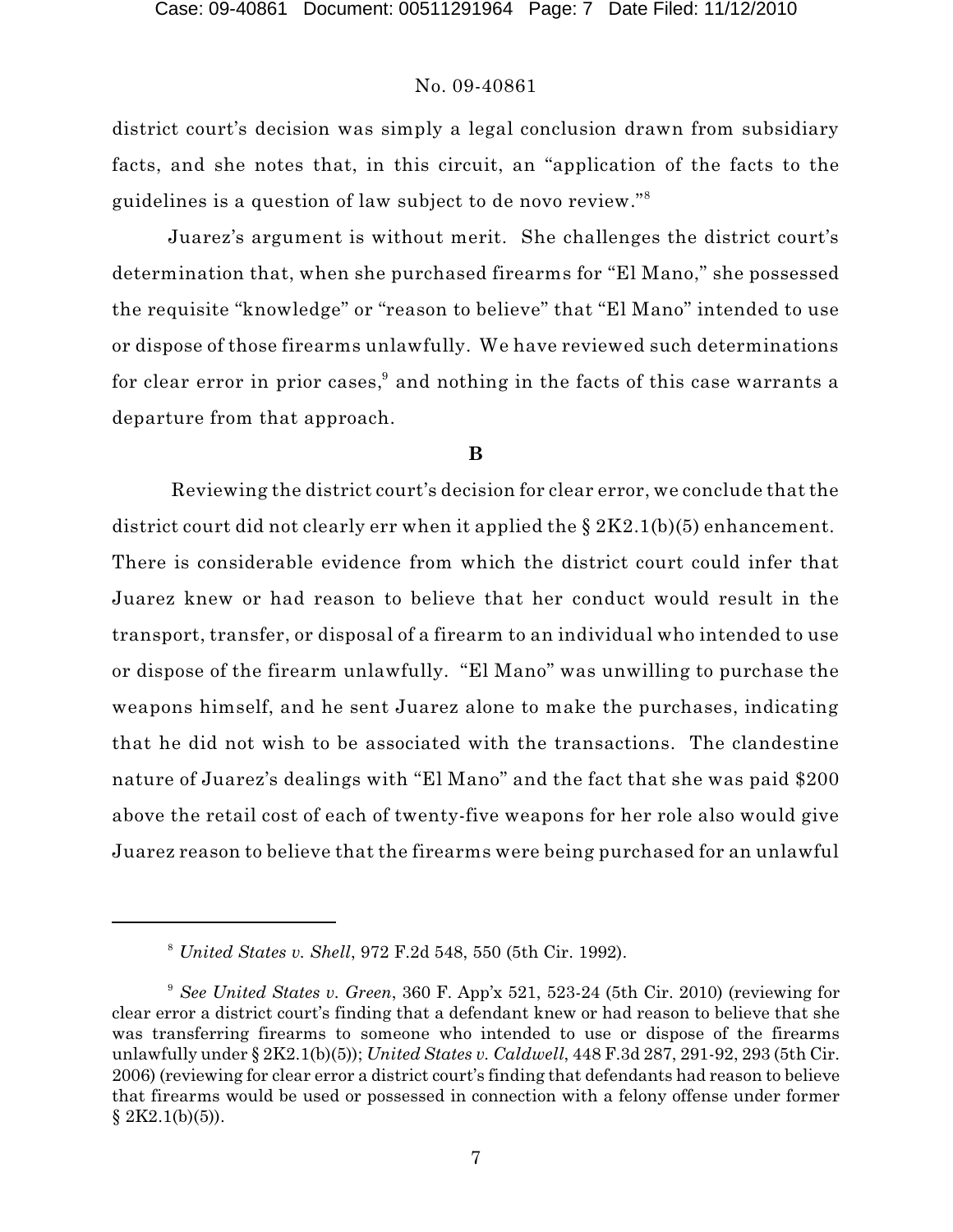district court's decision was simply a legal conclusion drawn from subsidiary facts, and she notes that, in this circuit, an "application of the facts to the guidelines is a question of law subject to de novo review."[8]

Juarez's argument is without merit. She challenges the district court's determination that, when she purchased firearms for "El Mano," she possessed the requisite "knowledge" or "reason to believe" that "El Mano" intended to use or dispose of those firearms unlawfully. We have reviewed such determinations for clear error in prior cases,[9] and nothing in the facts of this case warrants a departure from that approach.

**B**

Reviewing the district court's decision for clear error, we conclude that the district court did not clearly err when it applied the § 2K2.1(b)(5) enhancement. There is considerable evidence from which the district court could infer that Juarez knew or had reason to believe that her conduct would result in the transport, transfer, or disposal of a firearm to an individual who intended to use or dispose of the firearm unlawfully. "El Mano" was unwilling to purchase the weapons himself, and he sent Juarez alone to make the purchases, indicating that he did not wish to be associated with the transactions. The clandestine nature of Juarez's dealings with "El Mano" and the fact that she was paid $200 above the retail cost of each of twenty-five weapons for her role also would give Juarez reason to believe that the firearms were being purchased for an unlawful

---

[8] *United States v. Shell*, 972 F.2d 548, 550 (5th Cir. 1992).

[9] *See United States v. Green*, 360 F. App'x 521, 523-24 (5th Cir. 2010) (reviewing for clear error a district court's finding that a defendant knew or had reason to believe that she was transferring firearms to someone who intended to use or dispose of the firearms unlawfully under § 2K2.1(b)(5)); *United States v. Caldwell*, 448 F.3d 287, 291-92, 293 (5th Cir. 2006) (reviewing for clear error a district court's finding that defendants had reason to believe that firearms would be used or possessed in connection with a felony offense under former § 2K2.1(b)(5)).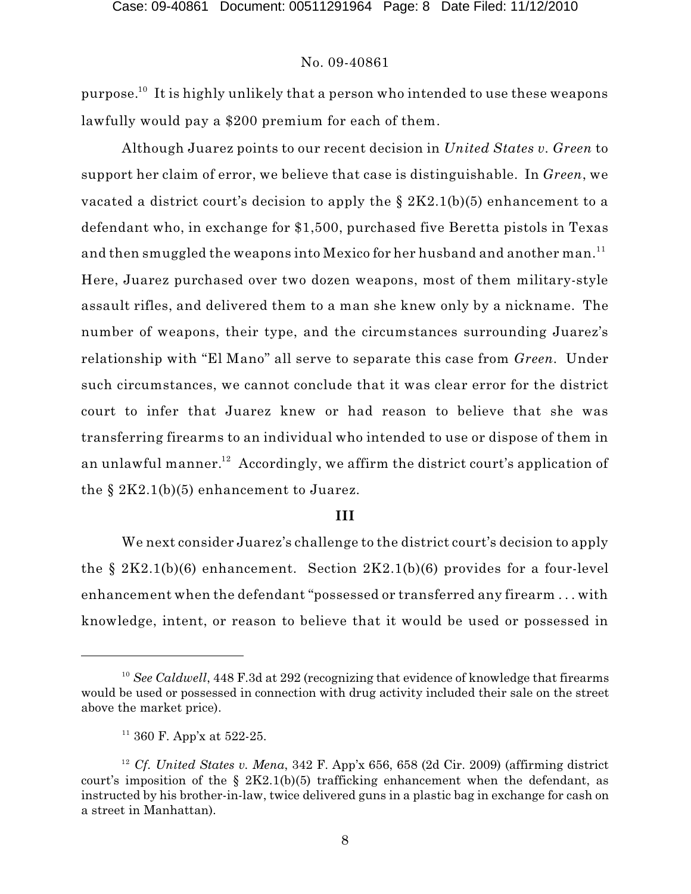purpose.[10] It is highly unlikely that a person who intended to use these weapons lawfully would pay a $200 premium for each of them.

Although Juarez points to our recent decision in *United States v. Green* to support her claim of error, we believe that case is distinguishable. In *Green*, we vacated a district court's decision to apply the § 2K2.1(b)(5) enhancement to a defendant who, in exchange for $1,500, purchased five Beretta pistols in Texas and then smuggled the weapons into Mexico for her husband and another man.[11] Here, Juarez purchased over two dozen weapons, most of them military-style assault rifles, and delivered them to a man she knew only by a nickname. The number of weapons, their type, and the circumstances surrounding Juarez's relationship with "El Mano" all serve to separate this case from *Green*. Under such circumstances, we cannot conclude that it was clear error for the district court to infer that Juarez knew or had reason to believe that she was transferring firearms to an individual who intended to use or dispose of them in an unlawful manner.[12] Accordingly, we affirm the district court's application of the § 2K2.1(b)(5) enhancement to Juarez.

**III**

We next consider Juarez's challenge to the district court's decision to apply the § 2K2.1(b)(6) enhancement. Section 2K2.1(b)(6) provides for a four-level enhancement when the defendant "possessed or transferred any firearm . . . with knowledge, intent, or reason to believe that it would be used or possessed in

---

[10] *See Caldwell*, 448 F.3d at 292 (recognizing that evidence of knowledge that firearms would be used or possessed in connection with drug activity included their sale on the street above the market price).

[11] 360 F. App'x at 522-25.

[12] *Cf. United States v. Mena*, 342 F. App'x 656, 658 (2d Cir. 2009) (affirming district court's imposition of the § 2K2.1(b)(5) trafficking enhancement when the defendant, as instructed by his brother-in-law, twice delivered guns in a plastic bag in exchange for cash on a street in Manhattan).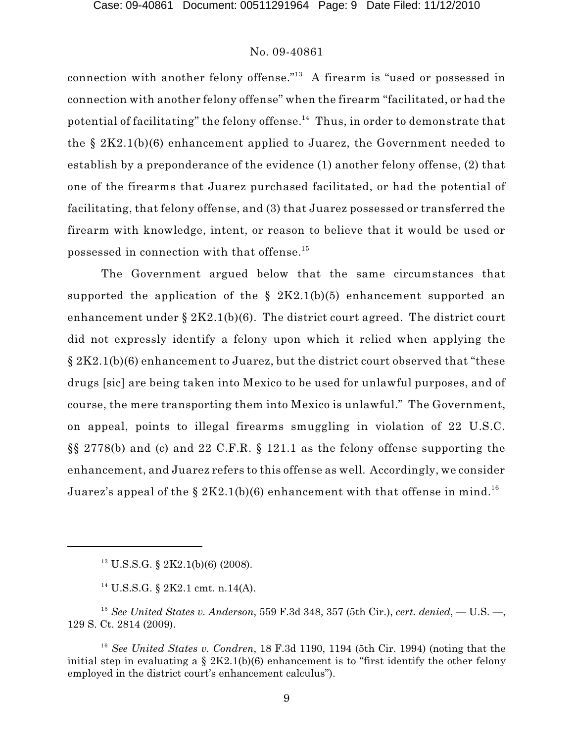connection with another felony offense."[13] A firearm is "used or possessed in connection with another felony offense" when the firearm "facilitated, or had the potential of facilitating" the felony offense.[14] Thus, in order to demonstrate that the § 2K2.1(b)(6) enhancement applied to Juarez, the Government needed to establish by a preponderance of the evidence (1) another felony offense, (2) that one of the firearms that Juarez purchased facilitated, or had the potential of facilitating, that felony offense, and (3) that Juarez possessed or transferred the firearm with knowledge, intent, or reason to believe that it would be used or possessed in connection with that offense.[15]

The Government argued below that the same circumstances that supported the application of the § 2K2.1(b)(5) enhancement supported an enhancement under § 2K2.1(b)(6). The district court agreed. The district court did not expressly identify a felony upon which it relied when applying the § 2K2.1(b)(6) enhancement to Juarez, but the district court observed that "these drugs [sic] are being taken into Mexico to be used for unlawful purposes, and of course, the mere transporting them into Mexico is unlawful." The Government, on appeal, points to illegal firearms smuggling in violation of 22 U.S.C. §§ 2778(b) and (c) and 22 C.F.R. § 121.1 as the felony offense supporting the enhancement, and Juarez refers to this offense as well. Accordingly, we consider Juarez's appeal of the § 2K2.1(b)(6) enhancement with that offense in mind.[16]

---

[13] U.S.S.G. § 2K2.1(b)(6) (2008).

[14] U.S.S.G. § 2K2.1 cmt. n.14(A).

[15] *See United States v. Anderson*, 559 F.3d 348, 357 (5th Cir.), *cert. denied*, — U.S. —, 129 S. Ct. 2814 (2009).

[16] *See United States v. Condren*, 18 F.3d 1190, 1194 (5th Cir. 1994) (noting that the initial step in evaluating a § 2K2.1(b)(6) enhancement is to "first identify the other felony employed in the district court's enhancement calculus").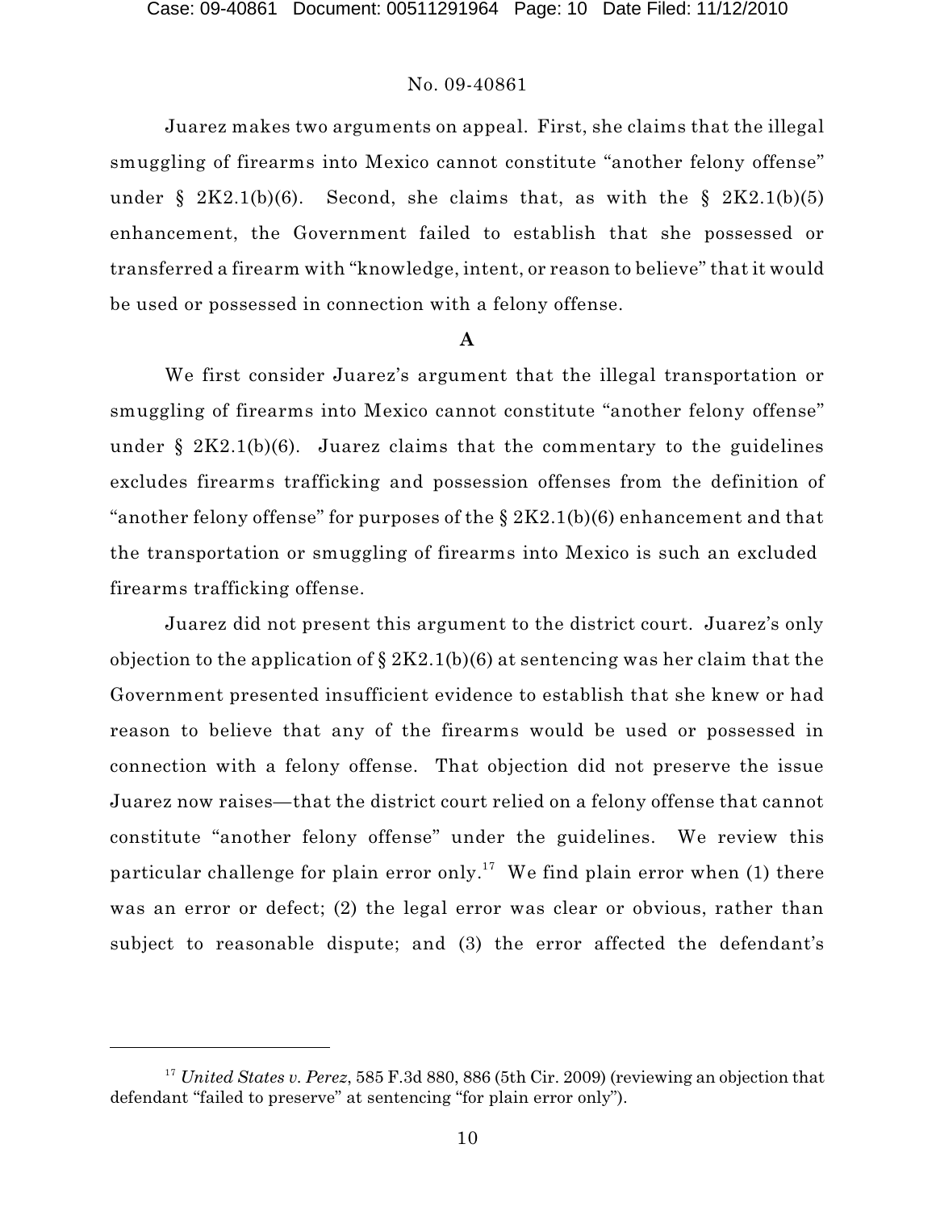Juarez makes two arguments on appeal. First, she claims that the illegal smuggling of firearms into Mexico cannot constitute "another felony offense" under § 2K2.1(b)(6). Second, she claims that, as with the § 2K2.1(b)(5) enhancement, the Government failed to establish that she possessed or transferred a firearm with "knowledge, intent, or reason to believe" that it would be used or possessed in connection with a felony offense.

**A**

We first consider Juarez's argument that the illegal transportation or smuggling of firearms into Mexico cannot constitute "another felony offense" under § 2K2.1(b)(6). Juarez claims that the commentary to the guidelines excludes firearms trafficking and possession offenses from the definition of "another felony offense" for purposes of the § 2K2.1(b)(6) enhancement and that the transportation or smuggling of firearms into Mexico is such an excluded firearms trafficking offense.

Juarez did not present this argument to the district court. Juarez's only objection to the application of § 2K2.1(b)(6) at sentencing was her claim that the Government presented insufficient evidence to establish that she knew or had reason to believe that any of the firearms would be used or possessed in connection with a felony offense. That objection did not preserve the issue Juarez now raises—that the district court relied on a felony offense that cannot constitute "another felony offense" under the guidelines. We review this particular challenge for plain error only.[17] We find plain error when (1) there was an error or defect; (2) the legal error was clear or obvious, rather than subject to reasonable dispute; and (3) the error affected the defendant's

---

[17] *United States v. Perez*, 585 F.3d 880, 886 (5th Cir. 2009) (reviewing an objection that defendant "failed to preserve" at sentencing "for plain error only").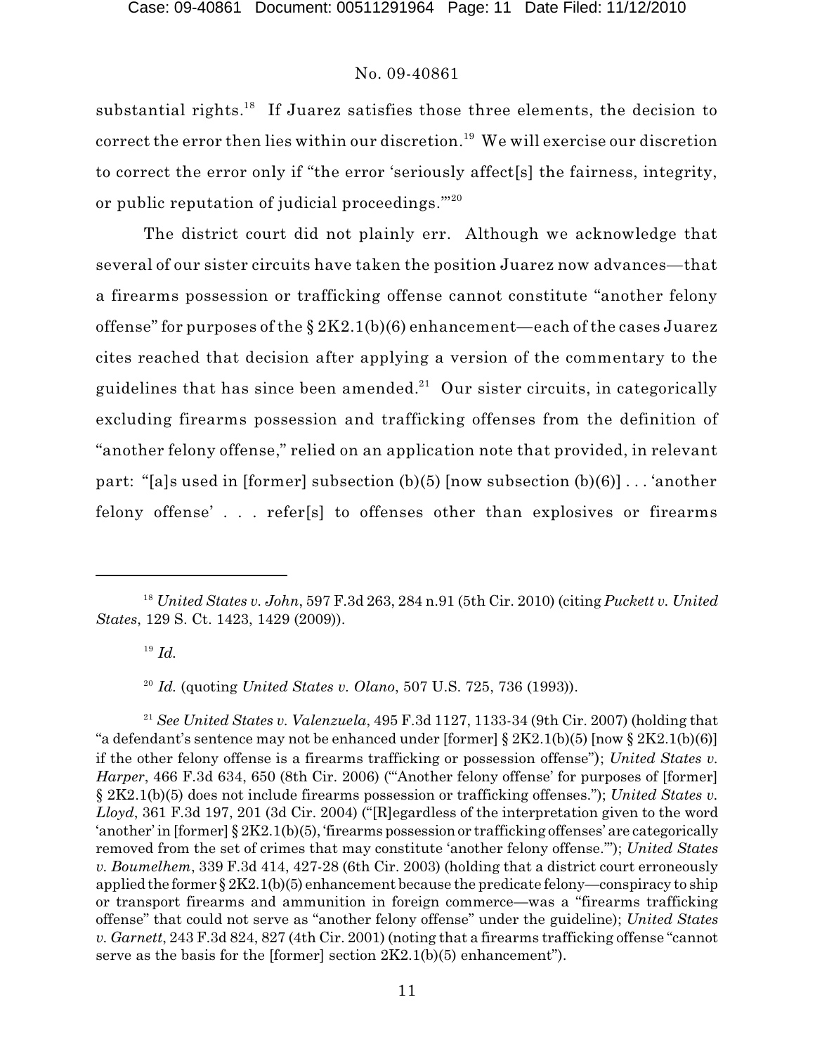substantial rights.[18] If Juarez satisfies those three elements, the decision to correct the error then lies within our discretion.[19] We will exercise our discretion to correct the error only if "the error 'seriously affect[s] the fairness, integrity, or public reputation of judicial proceedings.'"[20]

The district court did not plainly err. Although we acknowledge that several of our sister circuits have taken the position Juarez now advances—that a firearms possession or trafficking offense cannot constitute "another felony offense" for purposes of the § 2K2.1(b)(6) enhancement—each of the cases Juarez cites reached that decision after applying a version of the commentary to the guidelines that has since been amended.[21] Our sister circuits, in categorically excluding firearms possession and trafficking offenses from the definition of "another felony offense," relied on an application note that provided, in relevant part: "[a]s used in [former] subsection (b)(5) [now subsection (b)(6)] . . . 'another felony offense' . . . refer[s] to offenses other than explosives or firearms

---

[18] *United States v. John*, 597 F.3d 263, 284 n.91 (5th Cir. 2010) (citing *Puckett v. United States*, 129 S. Ct. 1423, 1429 (2009)).

[19] *Id.*

[20] *Id.* (quoting *United States v. Olano*, 507 U.S. 725, 736 (1993)).

[21] *See United States v. Valenzuela*, 495 F.3d 1127, 1133-34 (9th Cir. 2007) (holding that "a defendant's sentence may not be enhanced under [former] § 2K2.1(b)(5) [now § 2K2.1(b)(6)] if the other felony offense is a firearms trafficking or possession offense"); *United States v. Harper*, 466 F.3d 634, 650 (8th Cir. 2006) ("'Another felony offense' for purposes of [former] § 2K2.1(b)(5) does not include firearms possession or trafficking offenses."); *United States v. Lloyd*, 361 F.3d 197, 201 (3d Cir. 2004) ("[R]egardless of the interpretation given to the word 'another' in [former] § 2K2.1(b)(5), 'firearms possession or trafficking offenses' are categorically removed from the set of crimes that may constitute 'another felony offense.'"); *United States v. Boumelhem*, 339 F.3d 414, 427-28 (6th Cir. 2003) (holding that a district court erroneously applied the former § 2K2.1(b)(5) enhancement because the predicate felony—conspiracy to ship or transport firearms and ammunition in foreign commerce—was a "firearms trafficking offense" that could not serve as "another felony offense" under the guideline); *United States v. Garnett*, 243 F.3d 824, 827 (4th Cir. 2001) (noting that a firearms trafficking offense "cannot serve as the basis for the [former] section 2K2.1(b)(5) enhancement").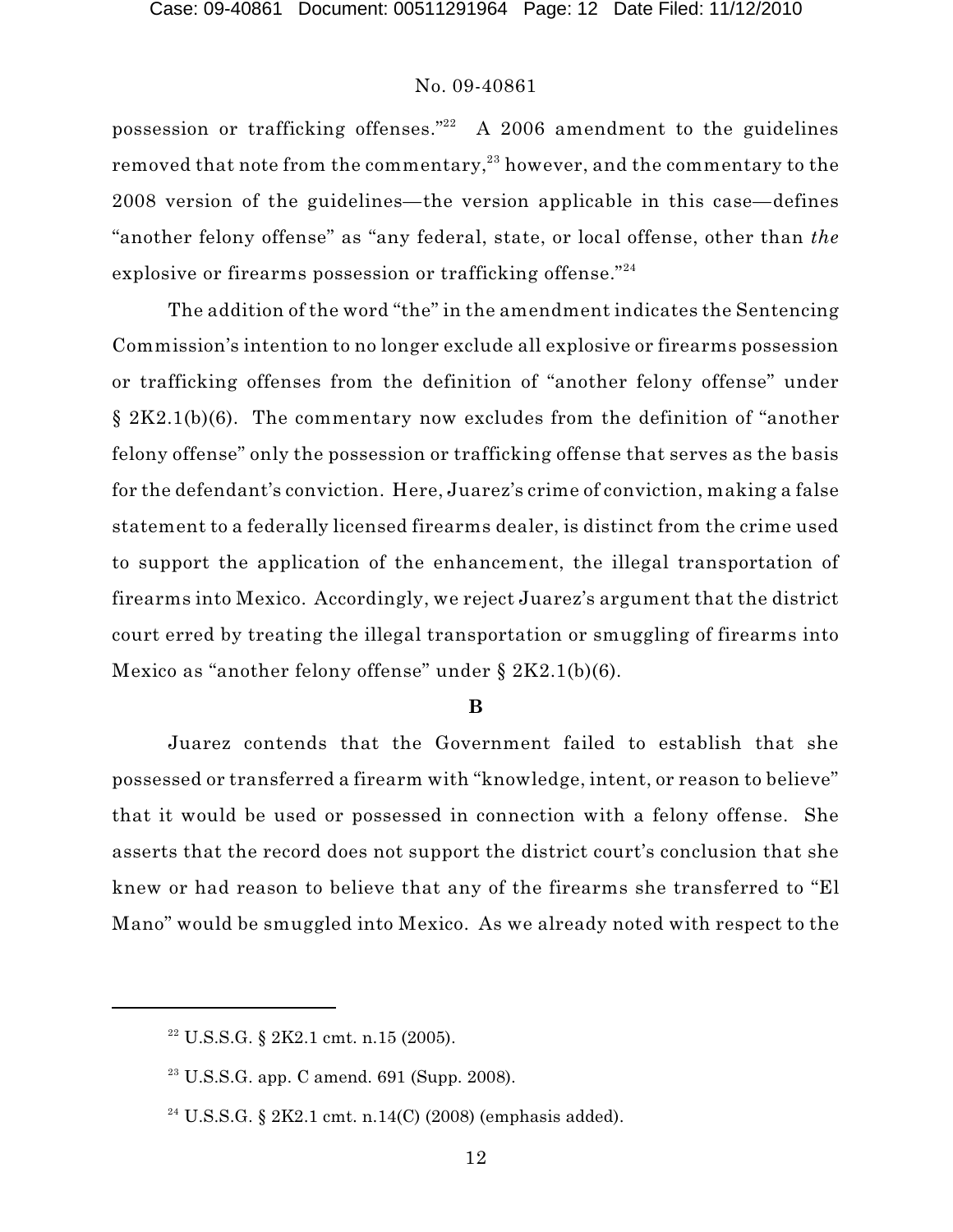possession or trafficking offenses."[22] A 2006 amendment to the guidelines removed that note from the commentary,[23] however, and the commentary to the 2008 version of the guidelines—the version applicable in this case—defines "another felony offense" as "any federal, state, or local offense, other than *the* explosive or firearms possession or trafficking offense."[24]

The addition of the word "the" in the amendment indicates the Sentencing Commission's intention to no longer exclude all explosive or firearms possession or trafficking offenses from the definition of "another felony offense" under § 2K2.1(b)(6). The commentary now excludes from the definition of "another felony offense" only the possession or trafficking offense that serves as the basis for the defendant's conviction. Here, Juarez's crime of conviction, making a false statement to a federally licensed firearms dealer, is distinct from the crime used to support the application of the enhancement, the illegal transportation of firearms into Mexico. Accordingly, we reject Juarez's argument that the district court erred by treating the illegal transportation or smuggling of firearms into Mexico as "another felony offense" under § 2K2.1(b)(6).

### B

Juarez contends that the Government failed to establish that she possessed or transferred a firearm with "knowledge, intent, or reason to believe" that it would be used or possessed in connection with a felony offense. She asserts that the record does not support the district court's conclusion that she knew or had reason to believe that any of the firearms she transferred to "El Mano" would be smuggled into Mexico. As we already noted with respect to the

---

[22] U.S.S.G. § 2K2.1 cmt. n.15 (2005).

[23] U.S.S.G. app. C amend. 691 (Supp. 2008).

[24] U.S.S.G. § 2K2.1 cmt. n.14(C) (2008) (emphasis added).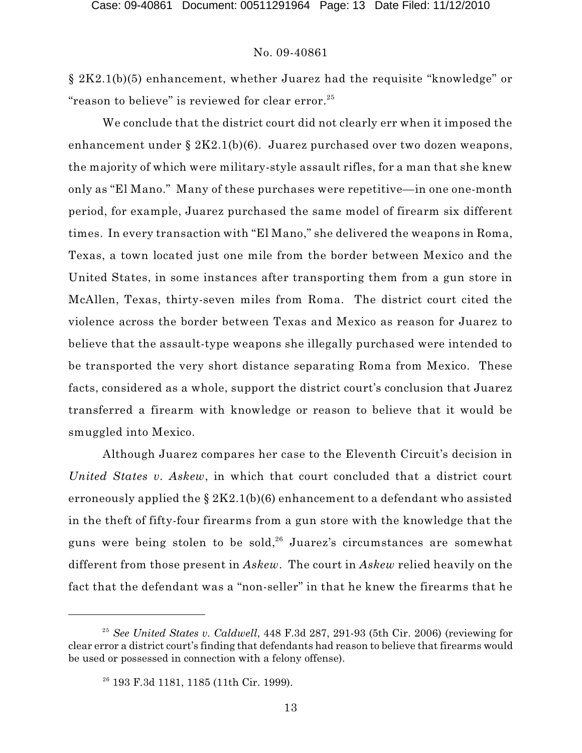§ 2K2.1(b)(5) enhancement, whether Juarez had the requisite "knowledge" or "reason to believe" is reviewed for clear error.[25]

We conclude that the district court did not clearly err when it imposed the enhancement under § 2K2.1(b)(6). Juarez purchased over two dozen weapons, the majority of which were military-style assault rifles, for a man that she knew only as "El Mano." Many of these purchases were repetitive—in one one-month period, for example, Juarez purchased the same model of firearm six different times. In every transaction with "El Mano," she delivered the weapons in Roma, Texas, a town located just one mile from the border between Mexico and the United States, in some instances after transporting them from a gun store in McAllen, Texas, thirty-seven miles from Roma. The district court cited the violence across the border between Texas and Mexico as reason for Juarez to believe that the assault-type weapons she illegally purchased were intended to be transported the very short distance separating Roma from Mexico. These facts, considered as a whole, support the district court's conclusion that Juarez transferred a firearm with knowledge or reason to believe that it would be smuggled into Mexico.

Although Juarez compares her case to the Eleventh Circuit's decision in *United States v. Askew*, in which that court concluded that a district court erroneously applied the § 2K2.1(b)(6) enhancement to a defendant who assisted in the theft of fifty-four firearms from a gun store with the knowledge that the guns were being stolen to be sold,[26] Juarez's circumstances are somewhat different from those present in *Askew*. The court in *Askew* relied heavily on the fact that the defendant was a "non-seller" in that he knew the firearms that he

---

[25] *See United States v. Caldwell*, 448 F.3d 287, 291-93 (5th Cir. 2006) (reviewing for clear error a district court's finding that defendants had reason to believe that firearms would be used or possessed in connection with a felony offense).

[26] 193 F.3d 1181, 1185 (11th Cir. 1999).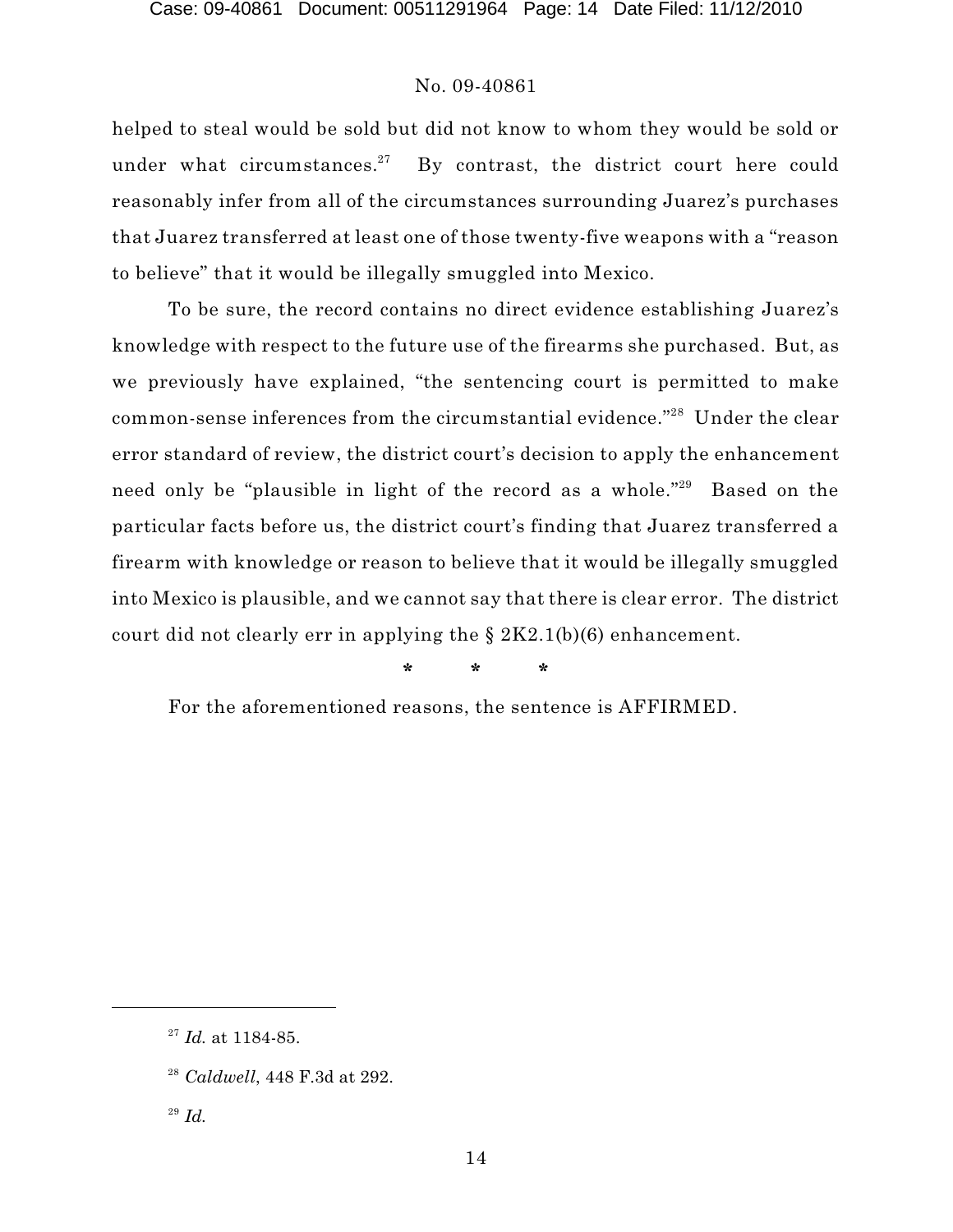helped to steal would be sold but did not know to whom they would be sold or under what circumstances.[27] By contrast, the district court here could reasonably infer from all of the circumstances surrounding Juarez's purchases that Juarez transferred at least one of those twenty-five weapons with a "reason to believe" that it would be illegally smuggled into Mexico.

To be sure, the record contains no direct evidence establishing Juarez's knowledge with respect to the future use of the firearms she purchased. But, as we previously have explained, "the sentencing court is permitted to make common-sense inferences from the circumstantial evidence."[28] Under the clear error standard of review, the district court's decision to apply the enhancement need only be "plausible in light of the record as a whole."[29] Based on the particular facts before us, the district court's finding that Juarez transferred a firearm with knowledge or reason to believe that it would be illegally smuggled into Mexico is plausible, and we cannot say that there is clear error. The district court did not clearly err in applying the § 2K2.1(b)(6) enhancement.

\* \* \*

For the aforementioned reasons, the sentence is AFFIRMED.

---

[27] *Id.* at 1184-85.

[28] *Caldwell*, 448 F.3d at 292.

[29] *Id.*